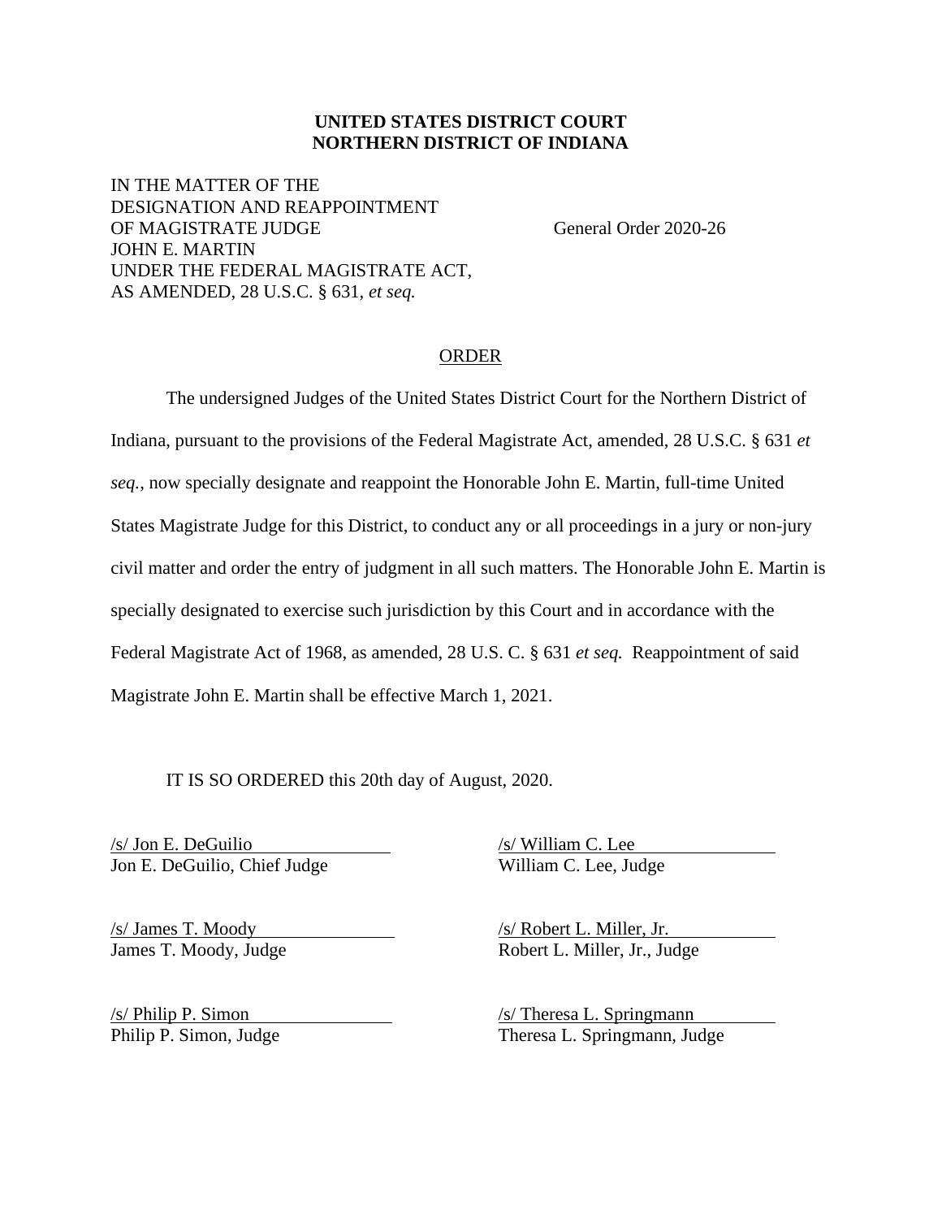**UNITED STATES DISTRICT COURT**
**NORTHERN DISTRICT OF INDIANA**

IN THE MATTER OF THE
DESIGNATION AND REAPPOINTMENT
OF MAGISTRATE JUDGE
JOHN E. MARTIN
UNDER THE FEDERAL MAGISTRATE ACT,
AS AMENDED, 28 U.S.C. § 631, *et seq.*

General Order 2020-26

ORDER

The undersigned Judges of the United States District Court for the Northern District of Indiana, pursuant to the provisions of the Federal Magistrate Act, amended, 28 U.S.C. § 631 *et seq.*, now specially designate and reappoint the Honorable John E. Martin, full-time United States Magistrate Judge for this District, to conduct any or all proceedings in a jury or non-jury civil matter and order the entry of judgment in all such matters. The Honorable John E. Martin is specially designated to exercise such jurisdiction by this Court and in accordance with the Federal Magistrate Act of 1968, as amended, 28 U.S. C. § 631 *et seq.* Reappointment of said Magistrate John E. Martin shall be effective March 1, 2021.

IT IS SO ORDERED this 20th day of August, 2020.

/s/ Jon E. DeGuilio
Jon E. DeGuilio, Chief Judge

/s/ William C. Lee
William C. Lee, Judge

/s/ James T. Moody
James T. Moody, Judge

/s/ Robert L. Miller, Jr.
Robert L. Miller, Jr., Judge

/s/ Philip P. Simon
Philip P. Simon, Judge

/s/ Theresa L. Springmann
Theresa L. Springmann, Judge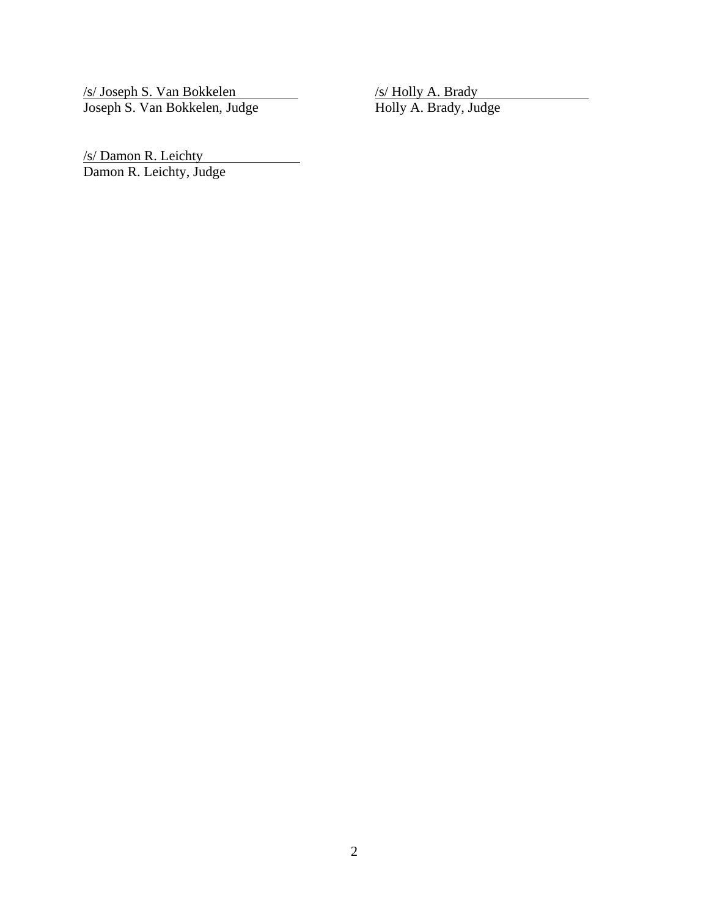/s/ Joseph S. Van Bokkelen
Joseph S. Van Bokkelen, Judge

/s/ Holly A. Brady
Holly A. Brady, Judge

/s/ Damon R. Leichty
Damon R. Leichty, Judge